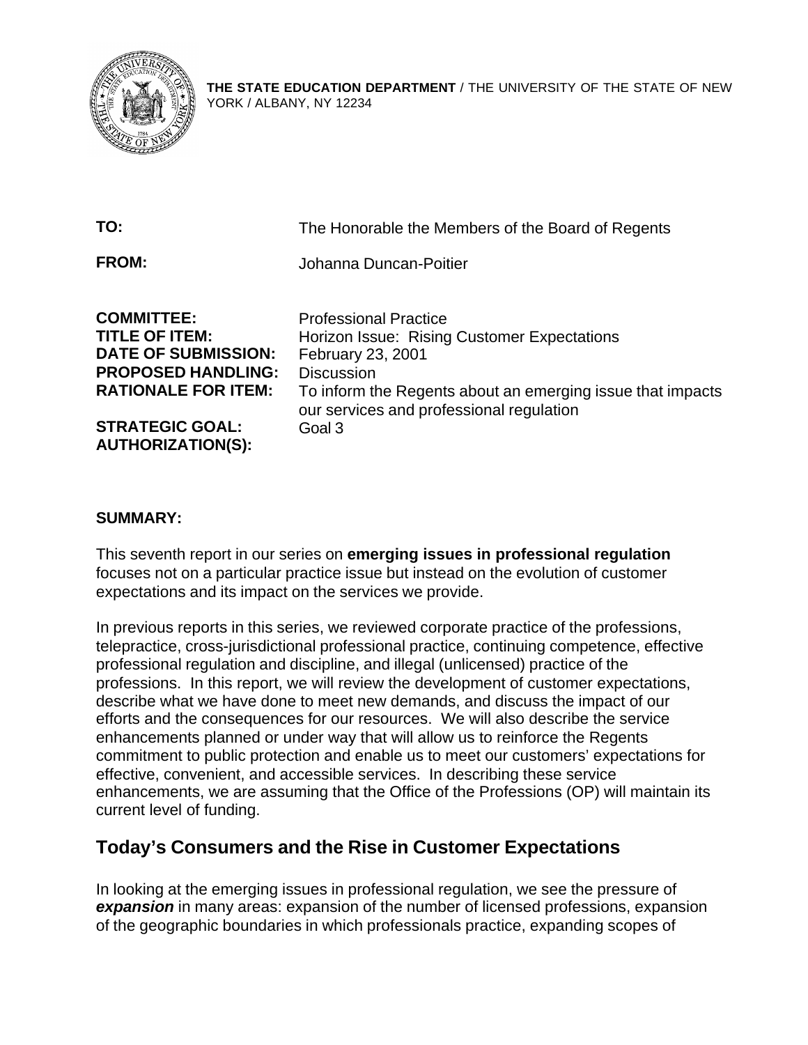**THE STATE EDUCATION DEPARTMENT** / THE UNIVERSITY OF THE STATE OF NEW YORK / ALBANY, NY 12234

**TO:** The Honorable the Members of the Board of Regents

**FROM:** Johanna Duncan-Poitier

**COMMITTEE:** Professional Practice
**TITLE OF ITEM:** Horizon Issue: Rising Customer Expectations
**DATE OF SUBMISSION:** February 23, 2001
**PROPOSED HANDLING:** Discussion
**RATIONALE FOR ITEM:** To inform the Regents about an emerging issue that impacts our services and professional regulation
**STRATEGIC GOAL:** Goal 3
**AUTHORIZATION(S):**

**SUMMARY:**

This seventh report in our series on **emerging issues in professional regulation** focuses not on a particular practice issue but instead on the evolution of customer expectations and its impact on the services we provide.

In previous reports in this series, we reviewed corporate practice of the professions, telepractice, cross-jurisdictional professional practice, continuing competence, effective professional regulation and discipline, and illegal (unlicensed) practice of the professions. In this report, we will review the development of customer expectations, describe what we have done to meet new demands, and discuss the impact of our efforts and the consequences for our resources. We will also describe the service enhancements planned or under way that will allow us to reinforce the Regents commitment to public protection and enable us to meet our customers' expectations for effective, convenient, and accessible services. In describing these service enhancements, we are assuming that the Office of the Professions (OP) will maintain its current level of funding.

## Today's Consumers and the Rise in Customer Expectations

In looking at the emerging issues in professional regulation, we see the pressure of ***expansion*** in many areas: expansion of the number of licensed professions, expansion of the geographic boundaries in which professionals practice, expanding scopes of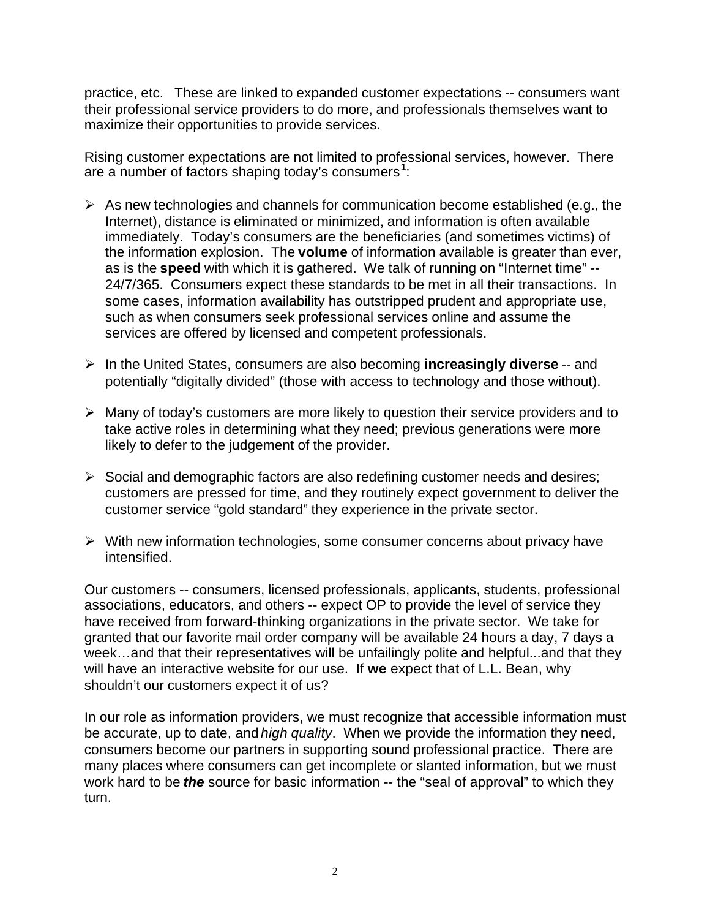practice, etc. These are linked to expanded customer expectations -- consumers want their professional service providers to do more, and professionals themselves want to maximize their opportunities to provide services.

Rising customer expectations are not limited to professional services, however. There are a number of factors shaping today's consumers[1]:

- As new technologies and channels for communication become established (e.g., the Internet), distance is eliminated or minimized, and information is often available immediately. Today's consumers are the beneficiaries (and sometimes victims) of the information explosion. The **volume** of information available is greater than ever, as is the **speed** with which it is gathered. We talk of running on "Internet time" -- 24/7/365. Consumers expect these standards to be met in all their transactions. In some cases, information availability has outstripped prudent and appropriate use, such as when consumers seek professional services online and assume the services are offered by licensed and competent professionals.

- In the United States, consumers are also becoming **increasingly diverse** -- and potentially "digitally divided" (those with access to technology and those without).

- Many of today's customers are more likely to question their service providers and to take active roles in determining what they need; previous generations were more likely to defer to the judgement of the provider.

- Social and demographic factors are also redefining customer needs and desires; customers are pressed for time, and they routinely expect government to deliver the customer service "gold standard" they experience in the private sector.

- With new information technologies, some consumer concerns about privacy have intensified.

Our customers -- consumers, licensed professionals, applicants, students, professional associations, educators, and others -- expect OP to provide the level of service they have received from forward-thinking organizations in the private sector. We take for granted that our favorite mail order company will be available 24 hours a day, 7 days a week…and that their representatives will be unfailingly polite and helpful...and that they will have an interactive website for our use. If **we** expect that of L.L. Bean, why shouldn't our customers expect it of us?

In our role as information providers, we must recognize that accessible information must be accurate, up to date, and *high quality*. When we provide the information they need, consumers become our partners in supporting sound professional practice. There are many places where consumers can get incomplete or slanted information, but we must work hard to be ***the*** source for basic information -- the "seal of approval" to which they turn.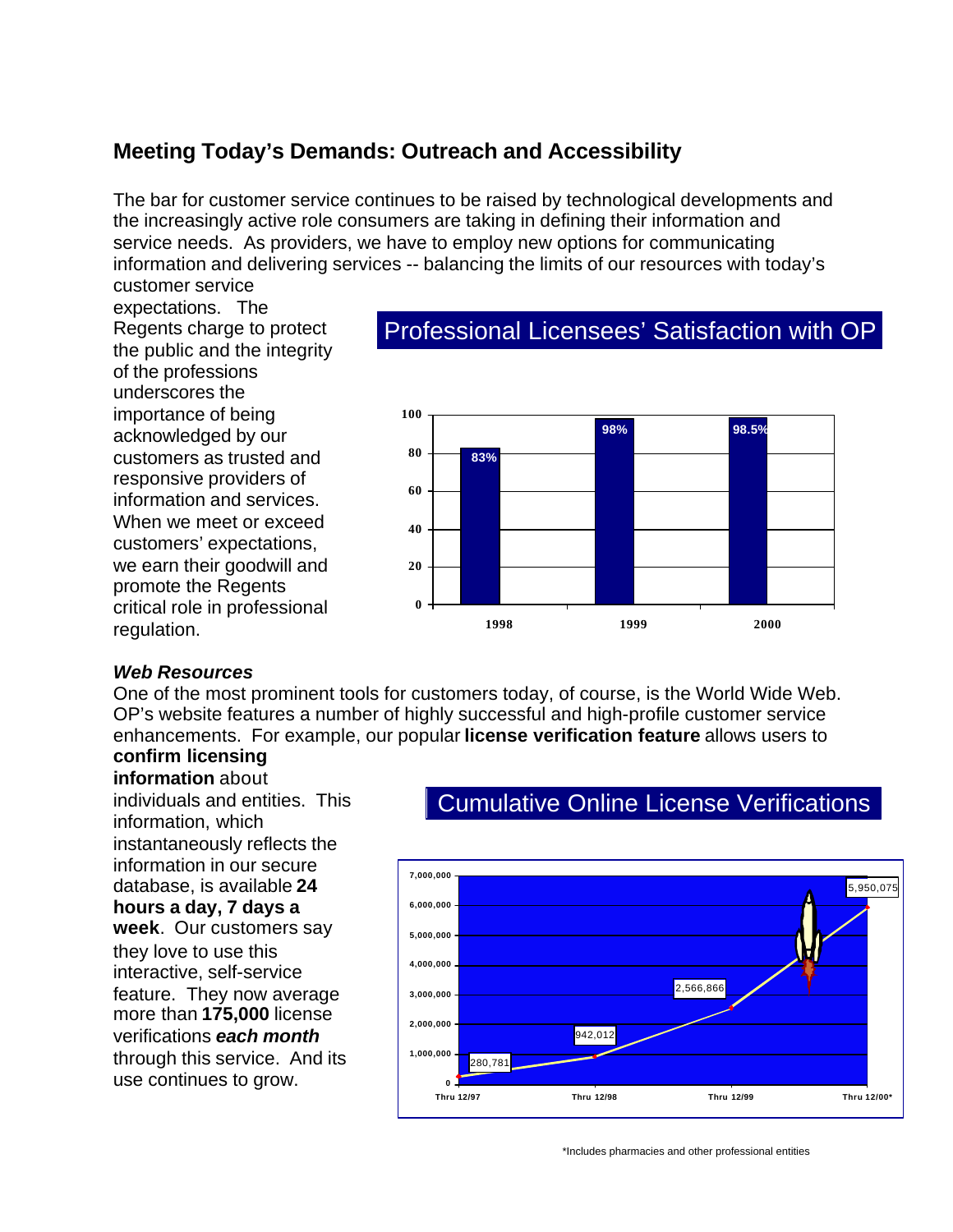## Meeting Today's Demands: Outreach and Accessibility

The bar for customer service continues to be raised by technological developments and the increasingly active role consumers are taking in defining their information and service needs. As providers, we have to employ new options for communicating information and delivering services -- balancing the limits of our resources with today's customer service expectations. The Regents charge to protect the public and the integrity of the professions underscores the importance of being acknowledged by our customers as trusted and responsive providers of information and services. When we meet or exceed customers' expectations, we earn their goodwill and promote the Regents critical role in professional regulation.

**Professional Licensees' Satisfaction with OP**

| Year | Satisfaction |
|---|---|
| 1998 | 83% |
| 1999 | 98% |
| 2000 | 98.5% |

### *Web Resources*

One of the most prominent tools for customers today, of course, is the World Wide Web. OP's website features a number of highly successful and high-profile customer service enhancements. For example, our popular **license verification feature** allows users to **confirm licensing information** about individuals and entities. This information, which instantaneously reflects the information in our secure database, is available **24 hours a day, 7 days a week**. Our customers say they love to use this interactive, self-service feature. They now average more than **175,000** license verifications ***each month*** through this service. And its use continues to grow.

**Cumulative Online License Verifications**

| Period | Cumulative Verifications |
|---|---|
| Thru 12/97 | 280,781 |
| Thru 12/98 | 942,012 |
| Thru 12/99 | 2,566,866 |
| Thru 12/00* | 5,950,075 |

*Includes pharmacies and other professional entities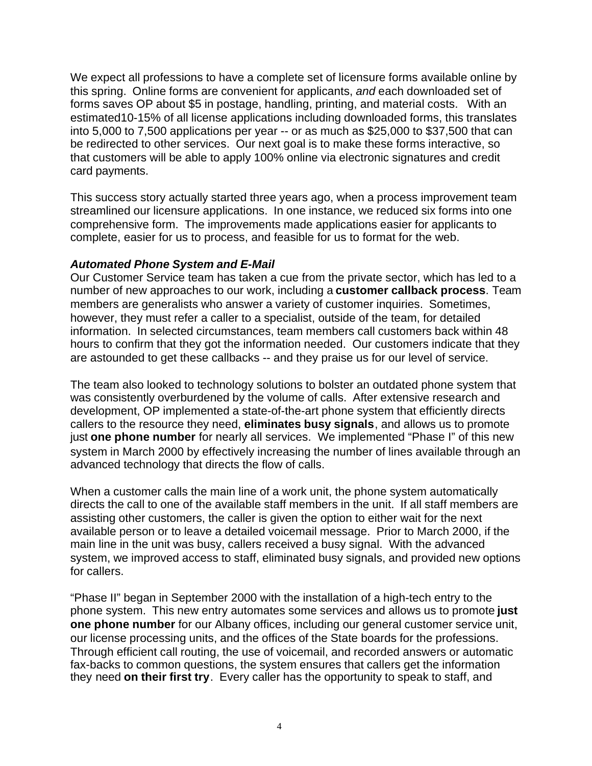We expect all professions to have a complete set of licensure forms available online by this spring. Online forms are convenient for applicants, *and* each downloaded set of forms saves OP about $5 in postage, handling, printing, and material costs. With an estimated10-15% of all license applications including downloaded forms, this translates into 5,000 to 7,500 applications per year -- or as much as $25,000 to $37,500 that can be redirected to other services. Our next goal is to make these forms interactive, so that customers will be able to apply 100% online via electronic signatures and credit card payments.

This success story actually started three years ago, when a process improvement team streamlined our licensure applications. In one instance, we reduced six forms into one comprehensive form. The improvements made applications easier for applicants to complete, easier for us to process, and feasible for us to format for the web.

***Automated Phone System and E-Mail***

Our Customer Service team has taken a cue from the private sector, which has led to a number of new approaches to our work, including a **customer callback process**. Team members are generalists who answer a variety of customer inquiries. Sometimes, however, they must refer a caller to a specialist, outside of the team, for detailed information. In selected circumstances, team members call customers back within 48 hours to confirm that they got the information needed. Our customers indicate that they are astounded to get these callbacks -- and they praise us for our level of service.

The team also looked to technology solutions to bolster an outdated phone system that was consistently overburdened by the volume of calls. After extensive research and development, OP implemented a state-of-the-art phone system that efficiently directs callers to the resource they need, **eliminates busy signals**, and allows us to promote just **one phone number** for nearly all services. We implemented "Phase I" of this new system in March 2000 by effectively increasing the number of lines available through an advanced technology that directs the flow of calls.

When a customer calls the main line of a work unit, the phone system automatically directs the call to one of the available staff members in the unit. If all staff members are assisting other customers, the caller is given the option to either wait for the next available person or to leave a detailed voicemail message. Prior to March 2000, if the main line in the unit was busy, callers received a busy signal. With the advanced system, we improved access to staff, eliminated busy signals, and provided new options for callers.

"Phase II" began in September 2000 with the installation of a high-tech entry to the phone system. This new entry automates some services and allows us to promote **just one phone number** for our Albany offices, including our general customer service unit, our license processing units, and the offices of the State boards for the professions. Through efficient call routing, the use of voicemail, and recorded answers or automatic fax-backs to common questions, the system ensures that callers get the information they need **on their first try**. Every caller has the opportunity to speak to staff, and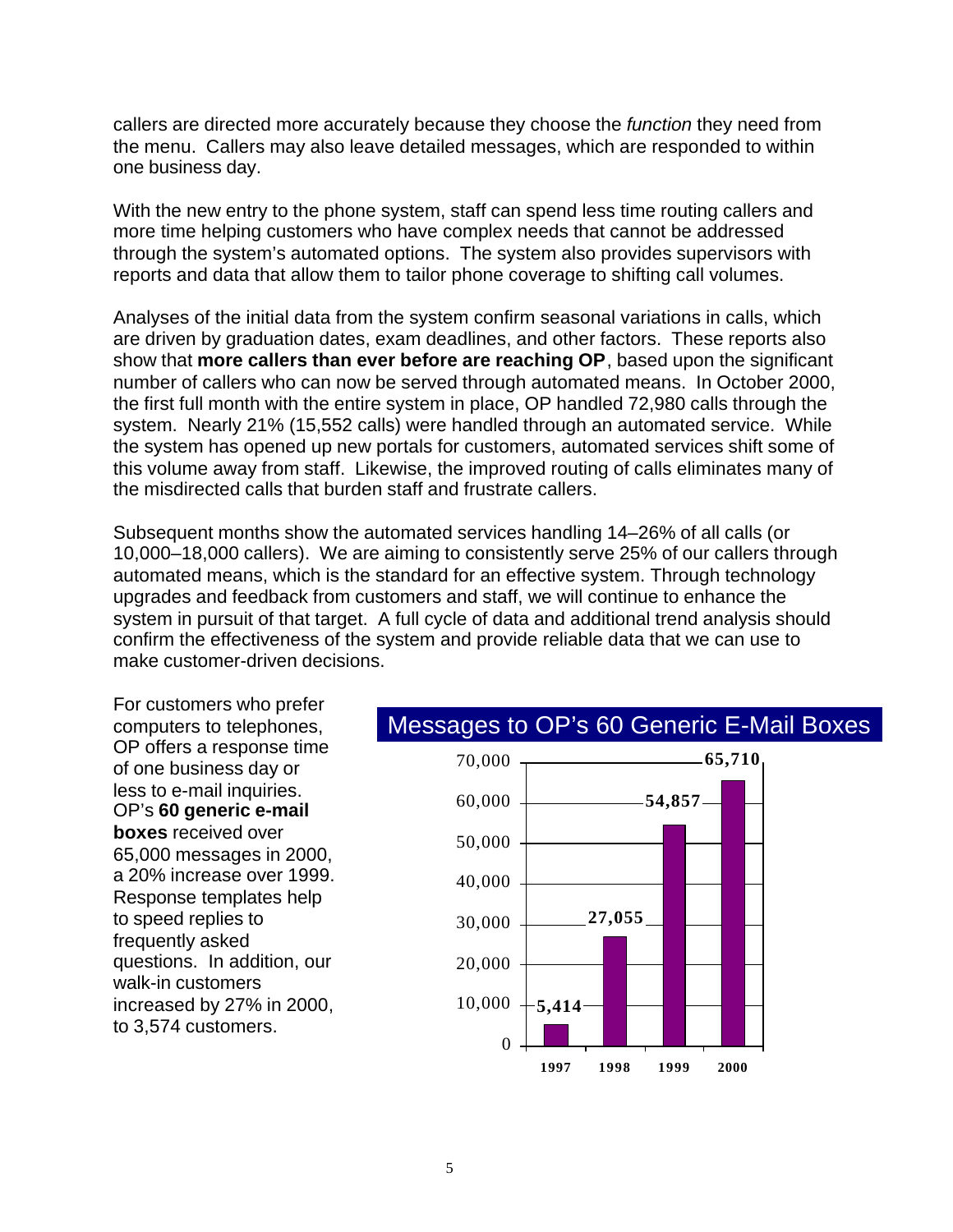callers are directed more accurately because they choose the *function* they need from the menu. Callers may also leave detailed messages, which are responded to within one business day.

With the new entry to the phone system, staff can spend less time routing callers and more time helping customers who have complex needs that cannot be addressed through the system's automated options. The system also provides supervisors with reports and data that allow them to tailor phone coverage to shifting call volumes.

Analyses of the initial data from the system confirm seasonal variations in calls, which are driven by graduation dates, exam deadlines, and other factors. These reports also show that **more callers than ever before are reaching OP**, based upon the significant number of callers who can now be served through automated means. In October 2000, the first full month with the entire system in place, OP handled 72,980 calls through the system. Nearly 21% (15,552 calls) were handled through an automated service. While the system has opened up new portals for customers, automated services shift some of this volume away from staff. Likewise, the improved routing of calls eliminates many of the misdirected calls that burden staff and frustrate callers.

Subsequent months show the automated services handling 14–26% of all calls (or 10,000–18,000 callers). We are aiming to consistently serve 25% of our callers through automated means, which is the standard for an effective system. Through technology upgrades and feedback from customers and staff, we will continue to enhance the system in pursuit of that target. A full cycle of data and additional trend analysis should confirm the effectiveness of the system and provide reliable data that we can use to make customer-driven decisions.

For customers who prefer computers to telephones, OP offers a response time of one business day or less to e-mail inquiries. OP's **60 generic e-mail boxes** received over 65,000 messages in 2000, a 20% increase over 1999. Response templates help to speed replies to frequently asked questions. In addition, our walk-in customers increased by 27% in 2000, to 3,574 customers.

**Messages to OP's 60 Generic E-Mail Boxes**

| Year | Messages |
|---|---|
| 1997 | 5,414 |
| 1998 | 27,055 |
| 1999 | 54,857 |
| 2000 | 65,710 |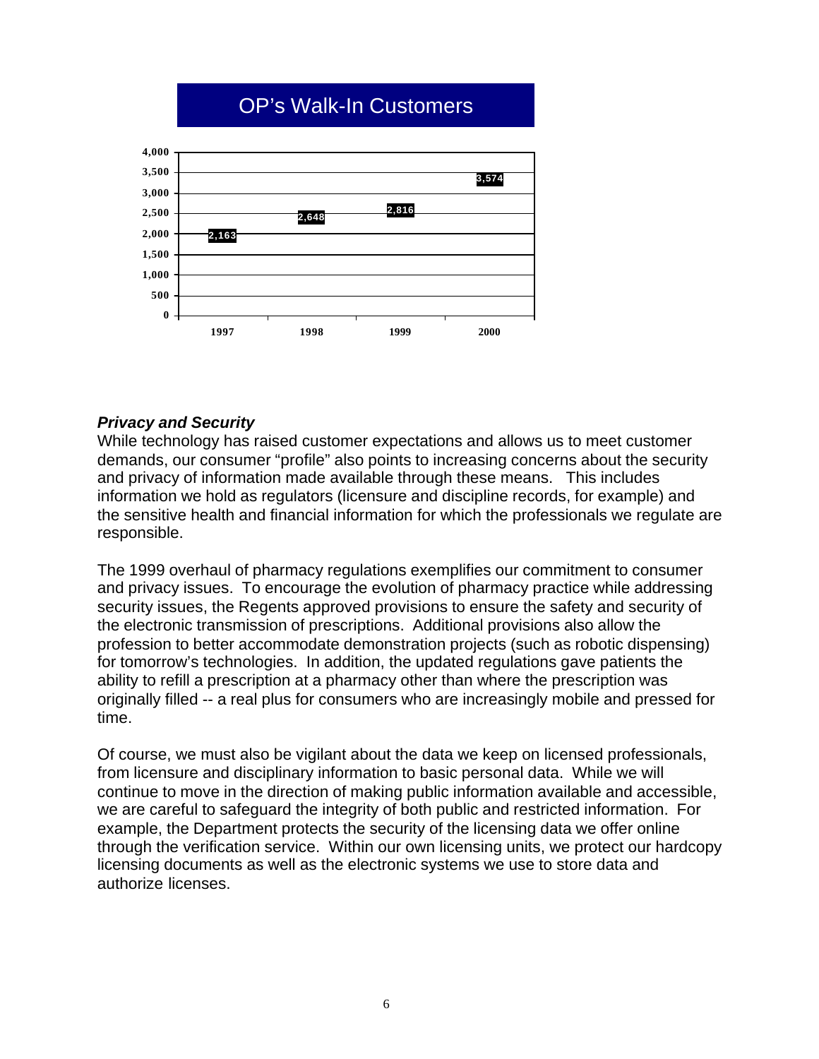## OP's Walk-In Customers

| Year | Walk-In Customers |
|---|---|
| 1997 | 2,163 |
| 1998 | 2,648 |
| 1999 | 2,816 |
| 2000 | 3,574 |

***Privacy and Security***

While technology has raised customer expectations and allows us to meet customer demands, our consumer "profile" also points to increasing concerns about the security and privacy of information made available through these means. This includes information we hold as regulators (licensure and discipline records, for example) and the sensitive health and financial information for which the professionals we regulate are responsible.

The 1999 overhaul of pharmacy regulations exemplifies our commitment to consumer and privacy issues. To encourage the evolution of pharmacy practice while addressing security issues, the Regents approved provisions to ensure the safety and security of the electronic transmission of prescriptions. Additional provisions also allow the profession to better accommodate demonstration projects (such as robotic dispensing) for tomorrow's technologies. In addition, the updated regulations gave patients the ability to refill a prescription at a pharmacy other than where the prescription was originally filled -- a real plus for consumers who are increasingly mobile and pressed for time.

Of course, we must also be vigilant about the data we keep on licensed professionals, from licensure and disciplinary information to basic personal data. While we will continue to move in the direction of making public information available and accessible, we are careful to safeguard the integrity of both public and restricted information. For example, the Department protects the security of the licensing data we offer online through the verification service. Within our own licensing units, we protect our hardcopy licensing documents as well as the electronic systems we use to store data and authorize licenses.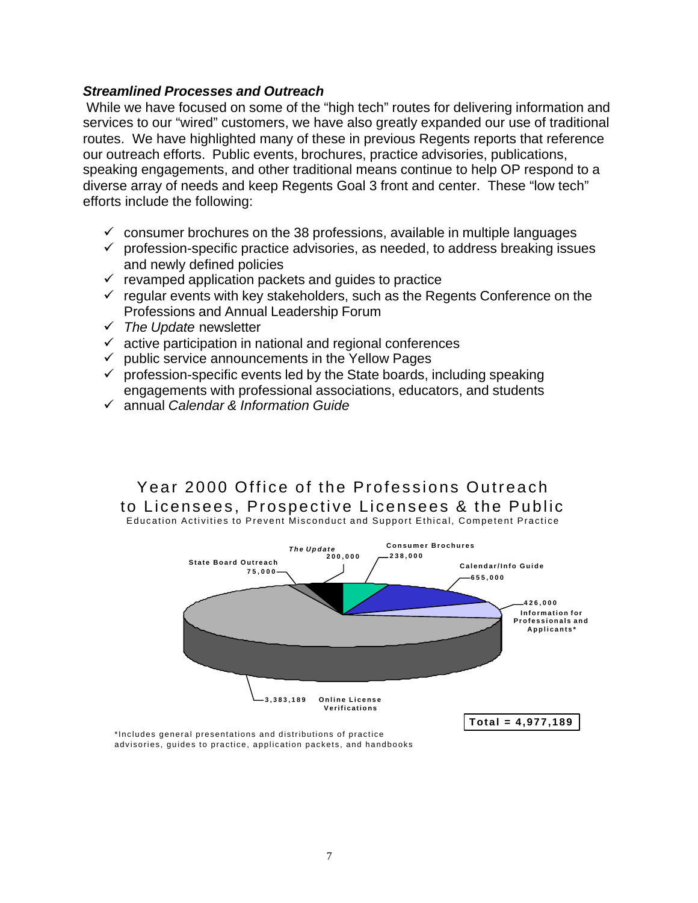### *Streamlined Processes and Outreach*

While we have focused on some of the "high tech" routes for delivering information and services to our "wired" customers, we have also greatly expanded our use of traditional routes. We have highlighted many of these in previous Regents reports that reference our outreach efforts. Public events, brochures, practice advisories, publications, speaking engagements, and other traditional means continue to help OP respond to a diverse array of needs and keep Regents Goal 3 front and center. These "low tech" efforts include the following:

- ✓ consumer brochures on the 38 professions, available in multiple languages
- ✓ profession-specific practice advisories, as needed, to address breaking issues and newly defined policies
- ✓ revamped application packets and guides to practice
- ✓ regular events with key stakeholders, such as the Regents Conference on the Professions and Annual Leadership Forum
- ✓ *The Update* newsletter
- ✓ active participation in national and regional conferences
- ✓ public service announcements in the Yellow Pages
- ✓ profession-specific events led by the State boards, including speaking engagements with professional associations, educators, and students
- ✓ annual *Calendar & Information Guide*

## Year 2000 Office of the Professions Outreach to Licensees, Prospective Licensees & the Public

Education Activities to Prevent Misconduct and Support Ethical, Competent Practice

| Category | Count |
|---|---|
| State Board Outreach | 75,000 |
| *The Update* | 200,000 |
| Consumer Brochures | 238,000 |
| Calendar/Info Guide | 655,000 |
| Information for Professionals and Applicants* | 426,000 |
| Online License Verifications | 3,383,189 |
| **Total** | **4,977,189** |

*Includes general presentations and distributions of practice advisories, guides to practice, application packets, and handbooks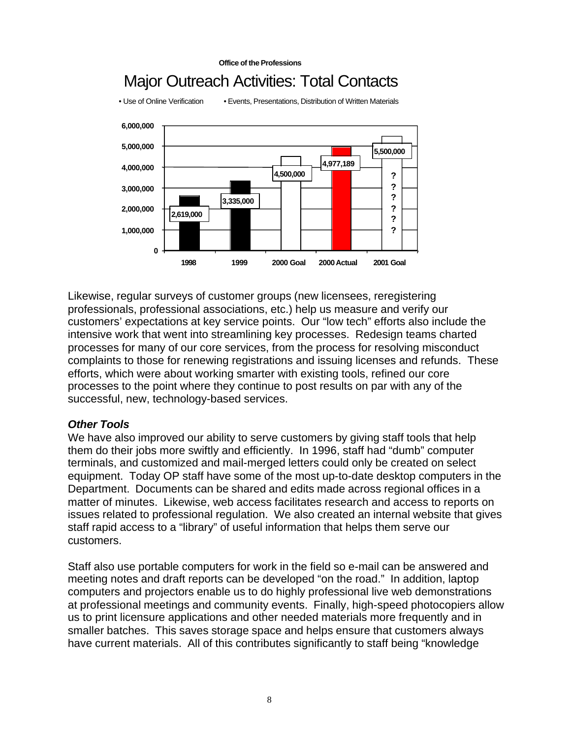**Office of the Professions**

## Major Outreach Activities: Total Contacts

• Use of Online Verification • Events, Presentations, Distribution of Written Materials

| Year | Total Contacts |
|---|---|
| 1998 | 2,619,000 |
| 1999 | 3,335,000 |
| 2000 Goal | 4,500,000 |
| 2000 Actual | 4,977,189 |
| 2001 Goal | 5,500,000 |

Likewise, regular surveys of customer groups (new licensees, reregistering professionals, professional associations, etc.) help us measure and verify our customers' expectations at key service points. Our "low tech" efforts also include the intensive work that went into streamlining key processes. Redesign teams charted processes for many of our core services, from the process for resolving misconduct complaints to those for renewing registrations and issuing licenses and refunds. These efforts, which were about working smarter with existing tools, refined our core processes to the point where they continue to post results on par with any of the successful, new, technology-based services.

### *Other Tools*

We have also improved our ability to serve customers by giving staff tools that help them do their jobs more swiftly and efficiently. In 1996, staff had "dumb" computer terminals, and customized and mail-merged letters could only be created on select equipment. Today OP staff have some of the most up-to-date desktop computers in the Department. Documents can be shared and edits made across regional offices in a matter of minutes. Likewise, web access facilitates research and access to reports on issues related to professional regulation. We also created an internal website that gives staff rapid access to a "library" of useful information that helps them serve our customers.

Staff also use portable computers for work in the field so e-mail can be answered and meeting notes and draft reports can be developed "on the road." In addition, laptop computers and projectors enable us to do highly professional live web demonstrations at professional meetings and community events. Finally, high-speed photocopiers allow us to print licensure applications and other needed materials more frequently and in smaller batches. This saves storage space and helps ensure that customers always have current materials. All of this contributes significantly to staff being "knowledge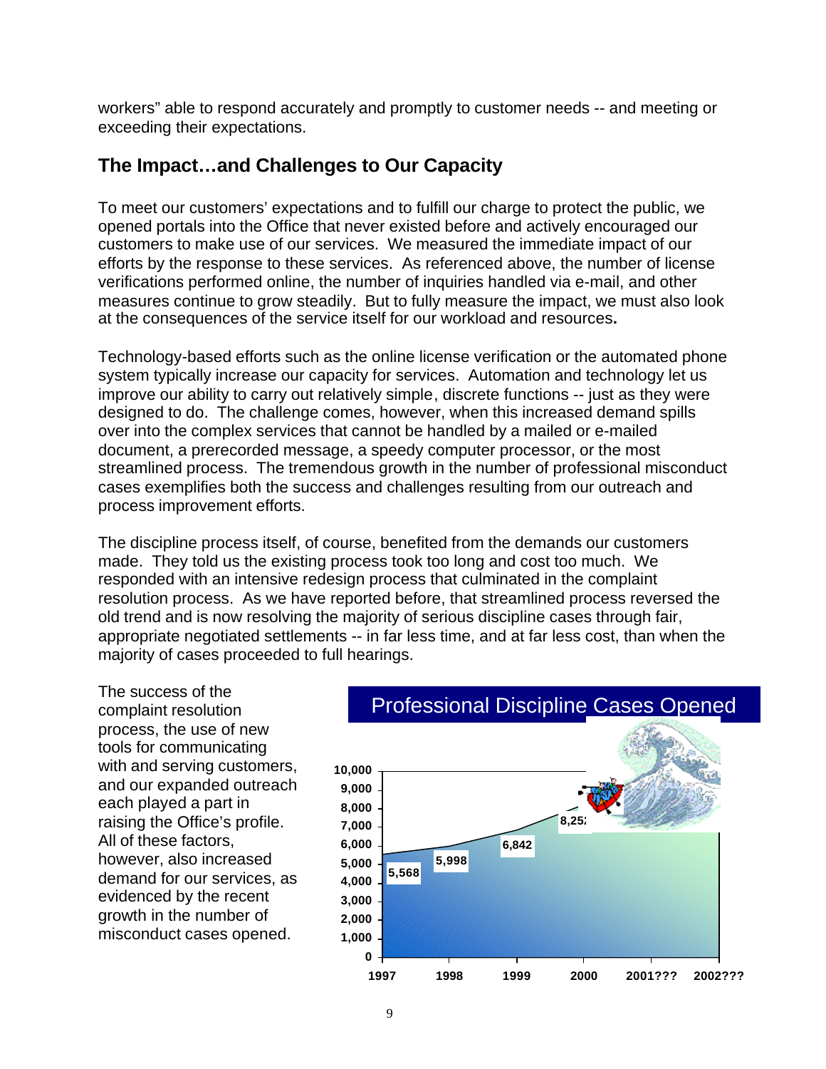workers" able to respond accurately and promptly to customer needs -- and meeting or exceeding their expectations.

## The Impact…and Challenges to Our Capacity

To meet our customers' expectations and to fulfill our charge to protect the public, we opened portals into the Office that never existed before and actively encouraged our customers to make use of our services. We measured the immediate impact of our efforts by the response to these services. As referenced above, the number of license verifications performed online, the number of inquiries handled via e-mail, and other measures continue to grow steadily. But to fully measure the impact, we must also look at the consequences of the service itself for our workload and resources**.**

Technology-based efforts such as the online license verification or the automated phone system typically increase our capacity for services. Automation and technology let us improve our ability to carry out relatively simple, discrete functions -- just as they were designed to do. The challenge comes, however, when this increased demand spills over into the complex services that cannot be handled by a mailed or e-mailed document, a prerecorded message, a speedy computer processor, or the most streamlined process. The tremendous growth in the number of professional misconduct cases exemplifies both the success and challenges resulting from our outreach and process improvement efforts.

The discipline process itself, of course, benefited from the demands our customers made. They told us the existing process took too long and cost too much. We responded with an intensive redesign process that culminated in the complaint resolution process. As we have reported before, that streamlined process reversed the old trend and is now resolving the majority of serious discipline cases through fair, appropriate negotiated settlements -- in far less time, and at far less cost, than when the majority of cases proceeded to full hearings.

The success of the complaint resolution process, the use of new tools for communicating with and serving customers, and our expanded outreach each played a part in raising the Office's profile. All of these factors, however, also increased demand for our services, as evidenced by the recent growth in the number of misconduct cases opened.

**Professional Discipline Cases Opened**

| Year | Cases Opened |
|---|---|
| 1997 | 5,568 |
| 1998 | 5,998 |
| 1999 | 6,842 |
| 2000 | 8,25? |
| 2001??? | |
| 2002??? | |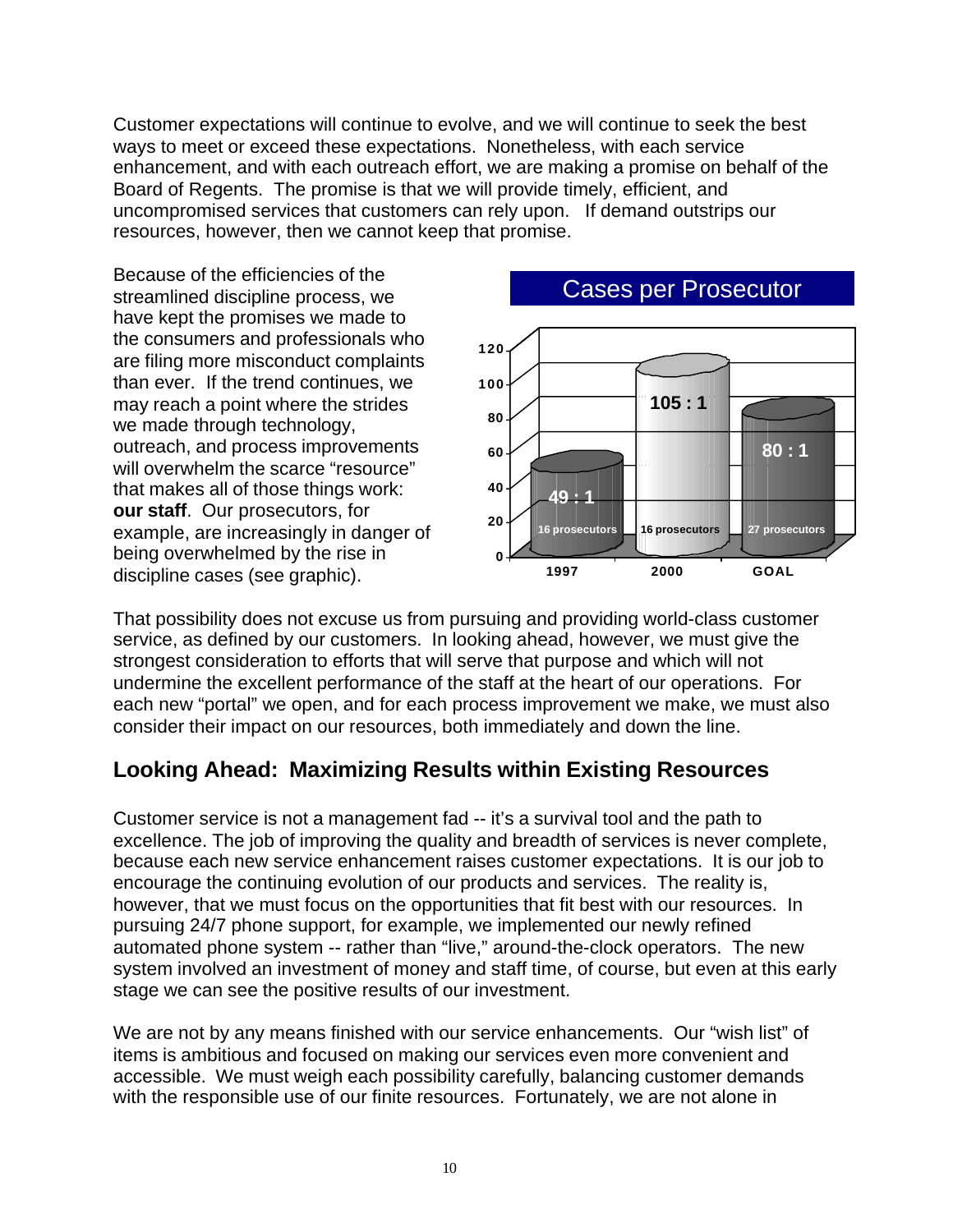Customer expectations will continue to evolve, and we will continue to seek the best ways to meet or exceed these expectations. Nonetheless, with each service enhancement, and with each outreach effort, we are making a promise on behalf of the Board of Regents. The promise is that we will provide timely, efficient, and uncompromised services that customers can rely upon. If demand outstrips our resources, however, then we cannot keep that promise.

Because of the efficiencies of the streamlined discipline process, we have kept the promises we made to the consumers and professionals who are filing more misconduct complaints than ever. If the trend continues, we may reach a point where the strides we made through technology, outreach, and process improvements will overwhelm the scarce "resource" that makes all of those things work: **our staff**. Our prosecutors, for example, are increasingly in danger of being overwhelmed by the rise in discipline cases (see graphic).

**Cases per Prosecutor**

| | 1997 | 2000 | GOAL |
|---|---|---|---|
| Cases per prosecutor | 49 : 1 | 105 : 1 | 80 : 1 |
| Prosecutors | 16 prosecutors | 16 prosecutors | 27 prosecutors |

That possibility does not excuse us from pursuing and providing world-class customer service, as defined by our customers. In looking ahead, however, we must give the strongest consideration to efforts that will serve that purpose and which will not undermine the excellent performance of the staff at the heart of our operations. For each new "portal" we open, and for each process improvement we make, we must also consider their impact on our resources, both immediately and down the line.

## Looking Ahead: Maximizing Results within Existing Resources

Customer service is not a management fad -- it's a survival tool and the path to excellence. The job of improving the quality and breadth of services is never complete, because each new service enhancement raises customer expectations. It is our job to encourage the continuing evolution of our products and services. The reality is, however, that we must focus on the opportunities that fit best with our resources. In pursuing 24/7 phone support, for example, we implemented our newly refined automated phone system -- rather than "live," around-the-clock operators. The new system involved an investment of money and staff time, of course, but even at this early stage we can see the positive results of our investment.

We are not by any means finished with our service enhancements. Our "wish list" of items is ambitious and focused on making our services even more convenient and accessible. We must weigh each possibility carefully, balancing customer demands with the responsible use of our finite resources. Fortunately, we are not alone in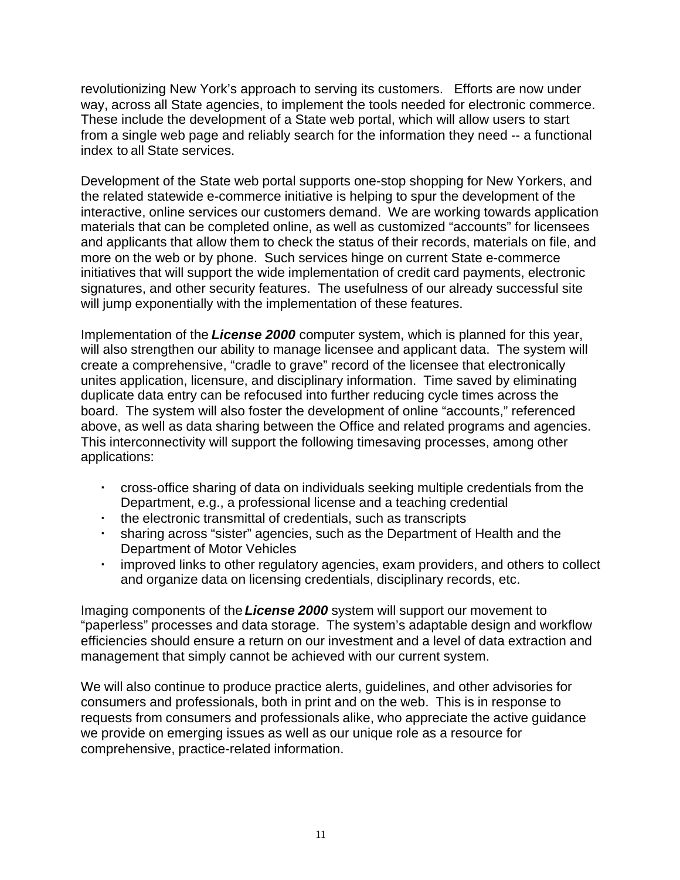revolutionizing New York's approach to serving its customers. Efforts are now under way, across all State agencies, to implement the tools needed for electronic commerce. These include the development of a State web portal, which will allow users to start from a single web page and reliably search for the information they need -- a functional index to all State services.

Development of the State web portal supports one-stop shopping for New Yorkers, and the related statewide e-commerce initiative is helping to spur the development of the interactive, online services our customers demand. We are working towards application materials that can be completed online, as well as customized "accounts" for licensees and applicants that allow them to check the status of their records, materials on file, and more on the web or by phone. Such services hinge on current State e-commerce initiatives that will support the wide implementation of credit card payments, electronic signatures, and other security features. The usefulness of our already successful site will jump exponentially with the implementation of these features.

Implementation of the ***License 2000*** computer system, which is planned for this year, will also strengthen our ability to manage licensee and applicant data. The system will create a comprehensive, "cradle to grave" record of the licensee that electronically unites application, licensure, and disciplinary information. Time saved by eliminating duplicate data entry can be refocused into further reducing cycle times across the board. The system will also foster the development of online "accounts," referenced above, as well as data sharing between the Office and related programs and agencies. This interconnectivity will support the following timesaving processes, among other applications:

- cross-office sharing of data on individuals seeking multiple credentials from the Department, e.g., a professional license and a teaching credential
- the electronic transmittal of credentials, such as transcripts
- sharing across "sister" agencies, such as the Department of Health and the Department of Motor Vehicles
- improved links to other regulatory agencies, exam providers, and others to collect and organize data on licensing credentials, disciplinary records, etc.

Imaging components of the ***License 2000*** system will support our movement to "paperless" processes and data storage. The system's adaptable design and workflow efficiencies should ensure a return on our investment and a level of data extraction and management that simply cannot be achieved with our current system.

We will also continue to produce practice alerts, guidelines, and other advisories for consumers and professionals, both in print and on the web. This is in response to requests from consumers and professionals alike, who appreciate the active guidance we provide on emerging issues as well as our unique role as a resource for comprehensive, practice-related information.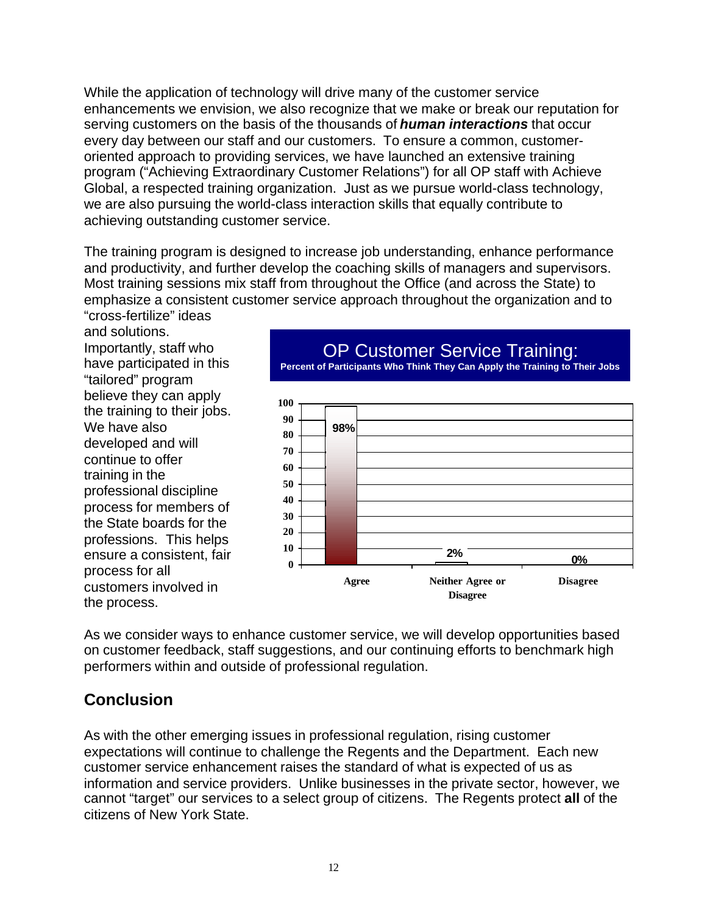While the application of technology will drive many of the customer service enhancements we envision, we also recognize that we make or break our reputation for serving customers on the basis of the thousands of ***human interactions*** that occur every day between our staff and our customers. To ensure a common, customer-oriented approach to providing services, we have launched an extensive training program ("Achieving Extraordinary Customer Relations") for all OP staff with Achieve Global, a respected training organization. Just as we pursue world-class technology, we are also pursuing the world-class interaction skills that equally contribute to achieving outstanding customer service.

The training program is designed to increase job understanding, enhance performance and productivity, and further develop the coaching skills of managers and supervisors. Most training sessions mix staff from throughout the Office (and across the State) to emphasize a consistent customer service approach throughout the organization and to "cross-fertilize" ideas and solutions. Importantly, staff who have participated in this "tailored" program believe they can apply the training to their jobs. We have also developed and will continue to offer training in the professional discipline process for members of the State boards for the professions. This helps ensure a consistent, fair process for all customers involved in the process.

**OP Customer Service Training:**
**Percent of Participants Who Think They Can Apply the Training to Their Jobs**

| Response | Percent |
|---|---|
| Agree | 98% |
| Neither Agree or Disagree | 2% |
| Disagree | 0% |

As we consider ways to enhance customer service, we will develop opportunities based on customer feedback, staff suggestions, and our continuing efforts to benchmark high performers within and outside of professional regulation.

## Conclusion

As with the other emerging issues in professional regulation, rising customer expectations will continue to challenge the Regents and the Department. Each new customer service enhancement raises the standard of what is expected of us as information and service providers. Unlike businesses in the private sector, however, we cannot "target" our services to a select group of citizens. The Regents protect **all** of the citizens of New York State.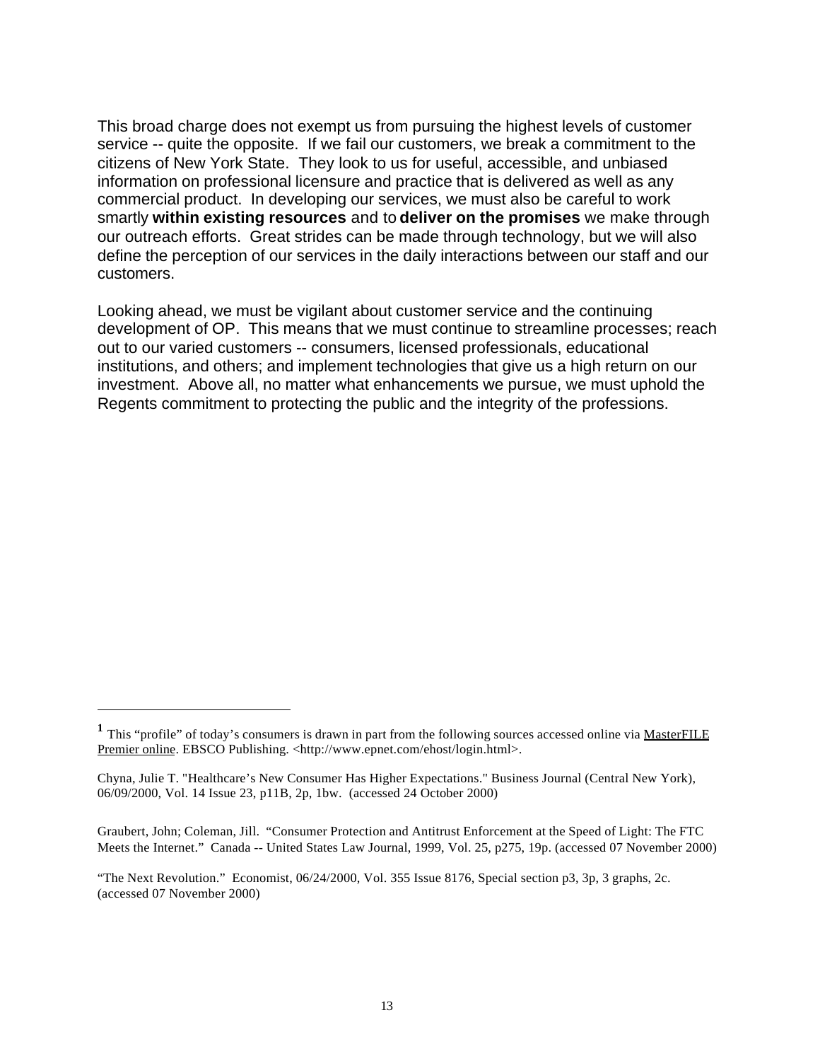This broad charge does not exempt us from pursuing the highest levels of customer service -- quite the opposite. If we fail our customers, we break a commitment to the citizens of New York State. They look to us for useful, accessible, and unbiased information on professional licensure and practice that is delivered as well as any commercial product. In developing our services, we must also be careful to work smartly **within existing resources** and to **deliver on the promises** we make through our outreach efforts. Great strides can be made through technology, but we will also define the perception of our services in the daily interactions between our staff and our customers.

Looking ahead, we must be vigilant about customer service and the continuing development of OP. This means that we must continue to streamline processes; reach out to our varied customers -- consumers, licensed professionals, educational institutions, and others; and implement technologies that give us a high return on our investment. Above all, no matter what enhancements we pursue, we must uphold the Regents commitment to protecting the public and the integrity of the professions.

---

[1] This "profile" of today's consumers is drawn in part from the following sources accessed online via MasterFILE Premier online. EBSCO Publishing. <http://www.epnet.com/ehost/login.html>.

Chyna, Julie T. "Healthcare's New Consumer Has Higher Expectations." Business Journal (Central New York), 06/09/2000, Vol. 14 Issue 23, p11B, 2p, 1bw. (accessed 24 October 2000)

Graubert, John; Coleman, Jill. "Consumer Protection and Antitrust Enforcement at the Speed of Light: The FTC Meets the Internet." Canada -- United States Law Journal, 1999, Vol. 25, p275, 19p. (accessed 07 November 2000)

"The Next Revolution." Economist, 06/24/2000, Vol. 355 Issue 8176, Special section p3, 3p, 3 graphs, 2c. (accessed 07 November 2000)